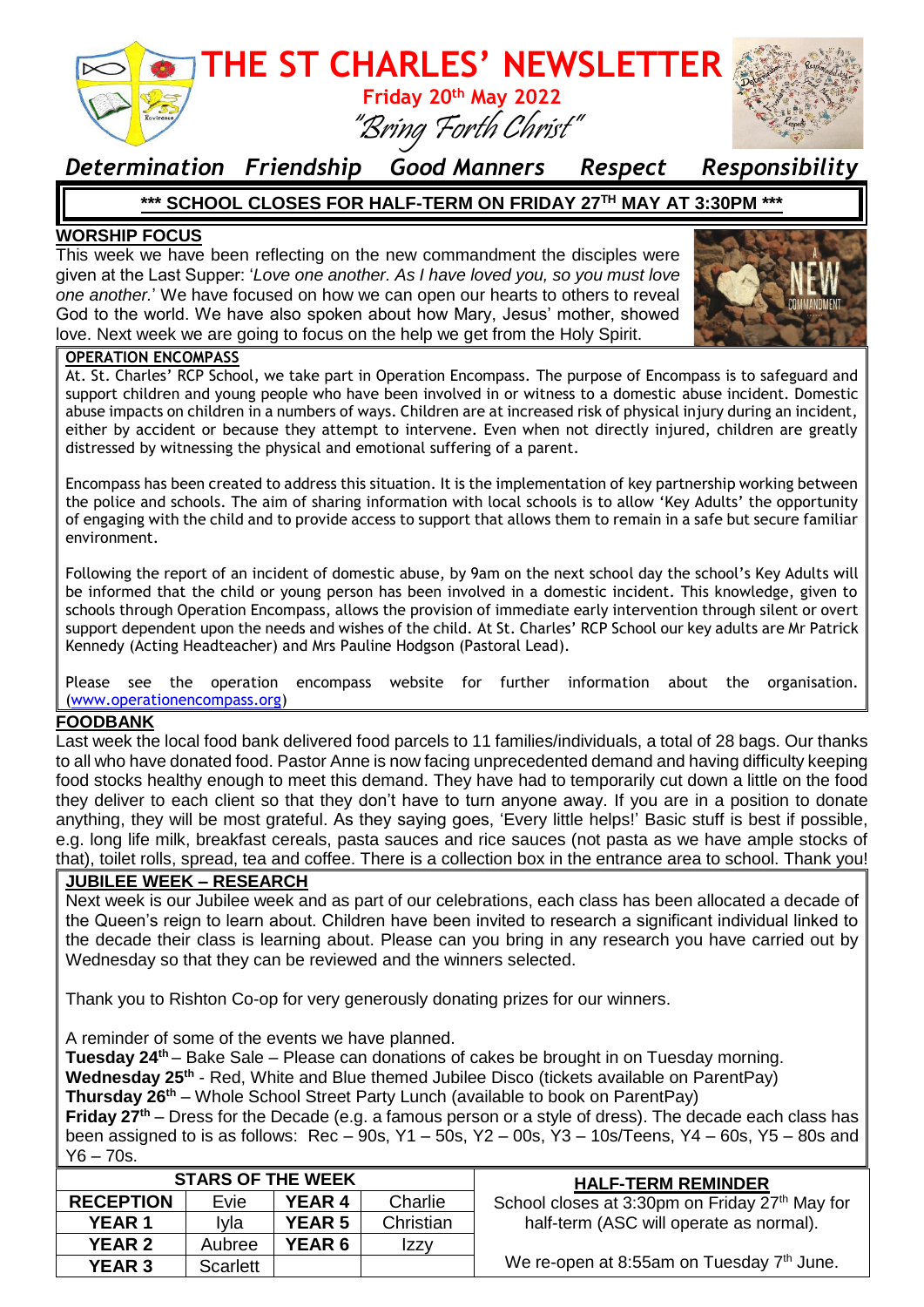# THE ST CHARLES' NEWSLETTER

**Friday 20th May 2022**

*"Bring Forth Christ"*

*Determination  Friendship  Good Manners  Respect  Responsibility*

**\*\*\* SCHOOL CLOSES FOR HALF-TERM ON FRIDAY 27TH MAY AT 3:30PM \*\*\***

## WORSHIP FOCUS

This week we have been reflecting on the new commandment the disciples were given at the Last Supper: '*Love one another. As I have loved you, so you must love one another.*' We have focused on how we can open our hearts to others to reveal God to the world. We have also spoken about how Mary, Jesus' mother, showed love. Next week we are going to focus on the help we get from the Holy Spirit.

## OPERATION ENCOMPASS

At. St. Charles' RCP School, we take part in Operation Encompass. The purpose of Encompass is to safeguard and support children and young people who have been involved in or witness to a domestic abuse incident. Domestic abuse impacts on children in a numbers of ways. Children are at increased risk of physical injury during an incident, either by accident or because they attempt to intervene. Even when not directly injured, children are greatly distressed by witnessing the physical and emotional suffering of a parent.

Encompass has been created to address this situation. It is the implementation of key partnership working between the police and schools. The aim of sharing information with local schools is to allow 'Key Adults' the opportunity of engaging with the child and to provide access to support that allows them to remain in a safe but secure familiar environment.

Following the report of an incident of domestic abuse, by 9am on the next school day the school's Key Adults will be informed that the child or young person has been involved in a domestic incident. This knowledge, given to schools through Operation Encompass, allows the provision of immediate early intervention through silent or overt support dependent upon the needs and wishes of the child. At St. Charles' RCP School our key adults are Mr Patrick Kennedy (Acting Headteacher) and Mrs Pauline Hodgson (Pastoral Lead).

Please see the operation encompass website for further information about the organisation. (www.operationencompass.org)

## FOODBANK

Last week the local food bank delivered food parcels to 11 families/individuals, a total of 28 bags. Our thanks to all who have donated food. Pastor Anne is now facing unprecedented demand and having difficulty keeping food stocks healthy enough to meet this demand. They have had to temporarily cut down a little on the food they deliver to each client so that they don't have to turn anyone away. If you are in a position to donate anything, they will be most grateful. As they saying goes, 'Every little helps!' Basic stuff is best if possible, e.g. long life milk, breakfast cereals, pasta sauces and rice sauces (not pasta as we have ample stocks of that), toilet rolls, spread, tea and coffee. There is a collection box in the entrance area to school. Thank you!

## JUBILEE WEEK – RESEARCH

Next week is our Jubilee week and as part of our celebrations, each class has been allocated a decade of the Queen's reign to learn about. Children have been invited to research a significant individual linked to the decade their class is learning about. Please can you bring in any research you have carried out by Wednesday so that they can be reviewed and the winners selected.

Thank you to Rishton Co-op for very generously donating prizes for our winners.

A reminder of some of the events we have planned.

**Tuesday 24th** – Bake Sale – Please can donations of cakes be brought in on Tuesday morning.
**Wednesday 25th** - Red, White and Blue themed Jubilee Disco (tickets available on ParentPay)
**Thursday 26th** – Whole School Street Party Lunch (available to book on ParentPay)
**Friday 27th** – Dress for the Decade (e.g. a famous person or a style of dress). The decade each class has been assigned to is as follows: Rec – 90s, Y1 – 50s, Y2 – 00s, Y3 – 10s/Teens, Y4 – 60s, Y5 – 80s and Y6 – 70s.

| STARS OF THE WEEK | | | |
|---|---|---|---|
| **RECEPTION** | Evie | **YEAR 4** | Charlie |
| **YEAR 1** | Iyla | **YEAR 5** | Christian |
| **YEAR 2** | Aubree | **YEAR 6** | Izzy |
| **YEAR 3** | Scarlett | | |

## HALF-TERM REMINDER

School closes at 3:30pm on Friday 27th May for half-term (ASC will operate as normal).

We re-open at 8:55am on Tuesday 7th June.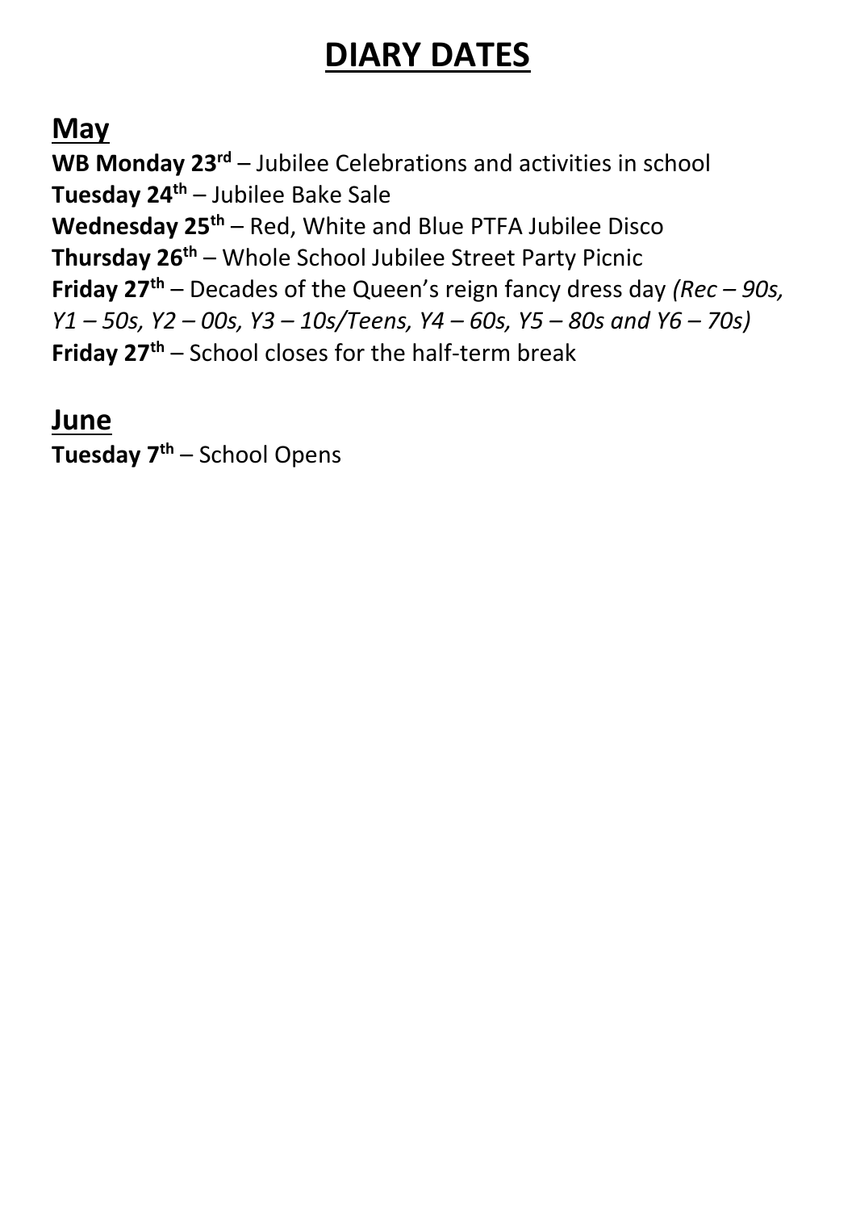# DIARY DATES

## May

**WB Monday 23rd** – Jubilee Celebrations and activities in school
**Tuesday 24th** – Jubilee Bake Sale
**Wednesday 25th** – Red, White and Blue PTFA Jubilee Disco
**Thursday 26th** – Whole School Jubilee Street Party Picnic
**Friday 27th** – Decades of the Queen's reign fancy dress day *(Rec – 90s, Y1 – 50s, Y2 – 00s, Y3 – 10s/Teens, Y4 – 60s, Y5 – 80s and Y6 – 70s)*
**Friday 27th** – School closes for the half-term break

## June

**Tuesday 7th** – School Opens